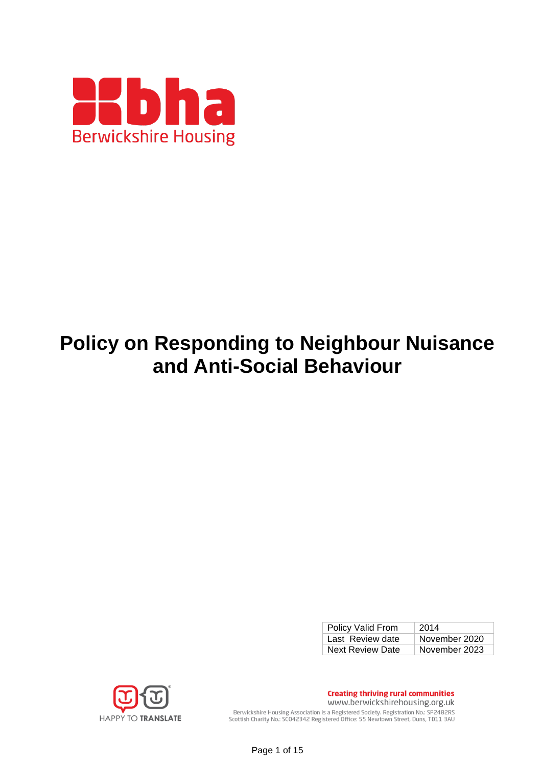Berwickshire Housing

# Policy on Responding to Neighbour Nuisance and Anti-Social Behaviour

| Policy Valid From | 2014 |
| --- | --- |
| Last Review date | November 2020 |
| Next Review Date | November 2023 |

HAPPY TO TRANSLATE

**Creating thriving rural communities**
www.berwickshirehousing.org.uk
Berwickshire Housing Association is a Registered Society. Registration No.: SP2482RS
Scottish Charity No.: SC042342 Registered Office: 55 Newtown Street, Duns, TD11 3AU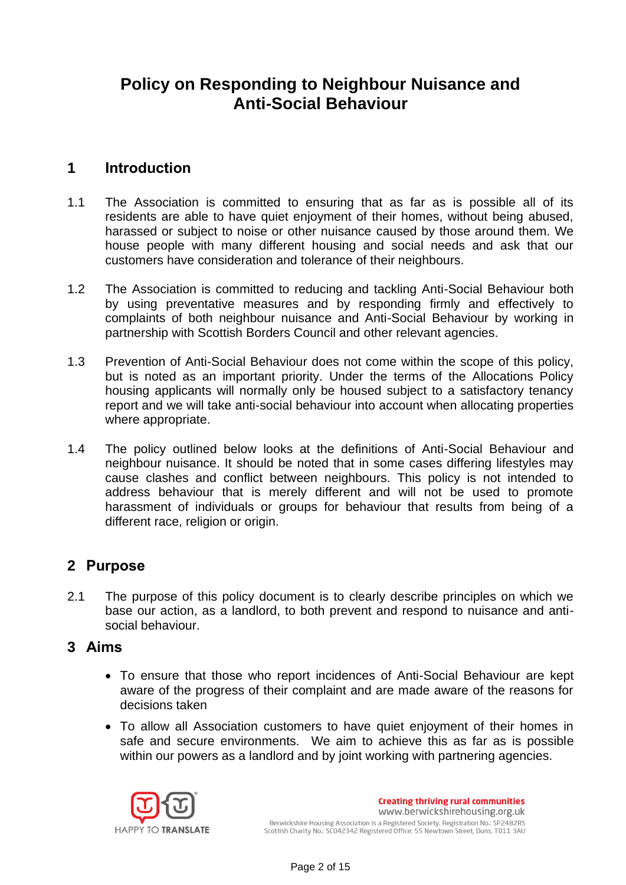# Policy on Responding to Neighbour Nuisance and Anti-Social Behaviour

## 1 Introduction

1.1 The Association is committed to ensuring that as far as is possible all of its residents are able to have quiet enjoyment of their homes, without being abused, harassed or subject to noise or other nuisance caused by those around them. We house people with many different housing and social needs and ask that our customers have consideration and tolerance of their neighbours.

1.2 The Association is committed to reducing and tackling Anti-Social Behaviour both by using preventative measures and by responding firmly and effectively to complaints of both neighbour nuisance and Anti-Social Behaviour by working in partnership with Scottish Borders Council and other relevant agencies.

1.3 Prevention of Anti-Social Behaviour does not come within the scope of this policy, but is noted as an important priority. Under the terms of the Allocations Policy housing applicants will normally only be housed subject to a satisfactory tenancy report and we will take anti-social behaviour into account when allocating properties where appropriate.

1.4 The policy outlined below looks at the definitions of Anti-Social Behaviour and neighbour nuisance. It should be noted that in some cases differing lifestyles may cause clashes and conflict between neighbours. This policy is not intended to address behaviour that is merely different and will not be used to promote harassment of individuals or groups for behaviour that results from being of a different race, religion or origin.

## 2 Purpose

2.1 The purpose of this policy document is to clearly describe principles on which we base our action, as a landlord, to both prevent and respond to nuisance and anti-social behaviour.

## 3 Aims

- To ensure that those who report incidences of Anti-Social Behaviour are kept aware of the progress of their complaint and are made aware of the reasons for decisions taken
- To allow all Association customers to have quiet enjoyment of their homes in safe and secure environments. We aim to achieve this as far as is possible within our powers as a landlord and by joint working with partnering agencies.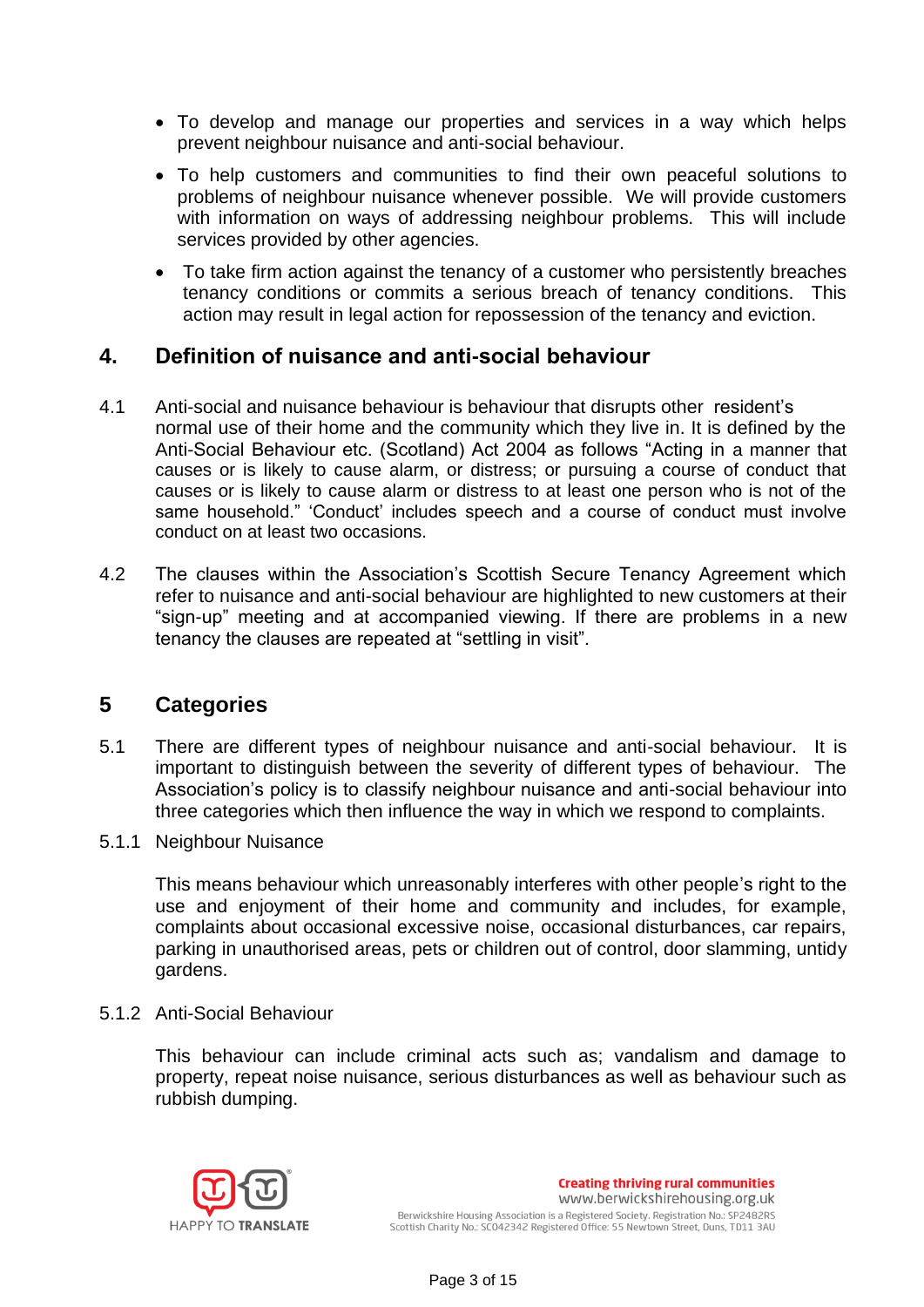- To develop and manage our properties and services in a way which helps prevent neighbour nuisance and anti-social behaviour.
- To help customers and communities to find their own peaceful solutions to problems of neighbour nuisance whenever possible. We will provide customers with information on ways of addressing neighbour problems. This will include services provided by other agencies.
- To take firm action against the tenancy of a customer who persistently breaches tenancy conditions or commits a serious breach of tenancy conditions. This action may result in legal action for repossession of the tenancy and eviction.

## 4. Definition of nuisance and anti-social behaviour

4.1 Anti-social and nuisance behaviour is behaviour that disrupts other resident's normal use of their home and the community which they live in. It is defined by the Anti-Social Behaviour etc. (Scotland) Act 2004 as follows "Acting in a manner that causes or is likely to cause alarm, or distress; or pursuing a course of conduct that causes or is likely to cause alarm or distress to at least one person who is not of the same household." 'Conduct' includes speech and a course of conduct must involve conduct on at least two occasions.

4.2 The clauses within the Association's Scottish Secure Tenancy Agreement which refer to nuisance and anti-social behaviour are highlighted to new customers at their "sign-up" meeting and at accompanied viewing. If there are problems in a new tenancy the clauses are repeated at "settling in visit".

## 5 Categories

5.1 There are different types of neighbour nuisance and anti-social behaviour. It is important to distinguish between the severity of different types of behaviour. The Association's policy is to classify neighbour nuisance and anti-social behaviour into three categories which then influence the way in which we respond to complaints.

5.1.1 Neighbour Nuisance

This means behaviour which unreasonably interferes with other people's right to the use and enjoyment of their home and community and includes, for example, complaints about occasional excessive noise, occasional disturbances, car repairs, parking in unauthorised areas, pets or children out of control, door slamming, untidy gardens.

5.1.2 Anti-Social Behaviour

This behaviour can include criminal acts such as; vandalism and damage to property, repeat noise nuisance, serious disturbances as well as behaviour such as rubbish dumping.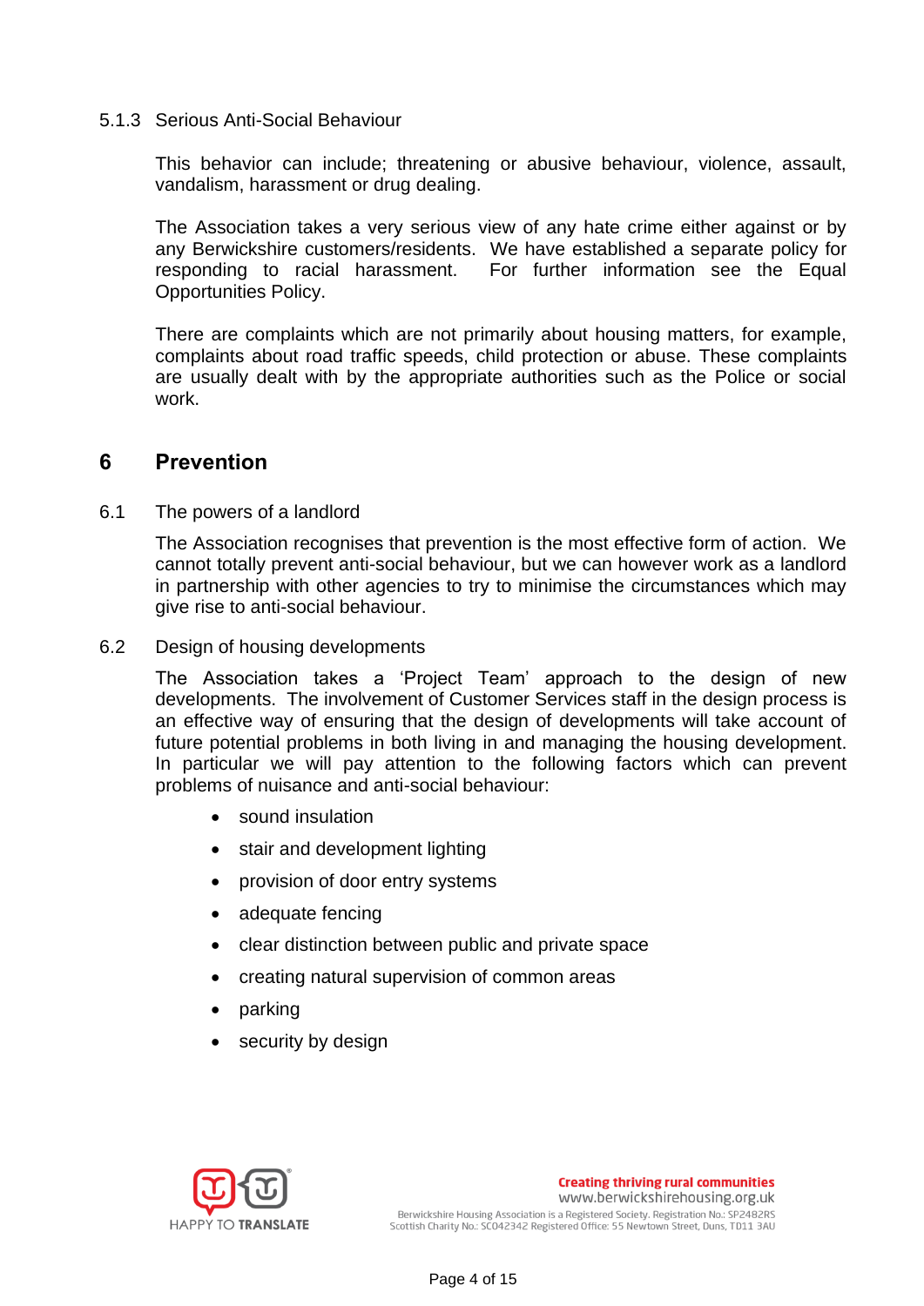5.1.3 Serious Anti-Social Behaviour

This behavior can include; threatening or abusive behaviour, violence, assault, vandalism, harassment or drug dealing.

The Association takes a very serious view of any hate crime either against or by any Berwickshire customers/residents. We have established a separate policy for responding to racial harassment. For further information see the Equal Opportunities Policy.

There are complaints which are not primarily about housing matters, for example, complaints about road traffic speeds, child protection or abuse. These complaints are usually dealt with by the appropriate authorities such as the Police or social work.

## 6 Prevention

6.1 The powers of a landlord

The Association recognises that prevention is the most effective form of action. We cannot totally prevent anti-social behaviour, but we can however work as a landlord in partnership with other agencies to try to minimise the circumstances which may give rise to anti-social behaviour.

6.2 Design of housing developments

The Association takes a 'Project Team' approach to the design of new developments. The involvement of Customer Services staff in the design process is an effective way of ensuring that the design of developments will take account of future potential problems in both living in and managing the housing development. In particular we will pay attention to the following factors which can prevent problems of nuisance and anti-social behaviour:

- sound insulation
- stair and development lighting
- provision of door entry systems
- adequate fencing
- clear distinction between public and private space
- creating natural supervision of common areas
- parking
- security by design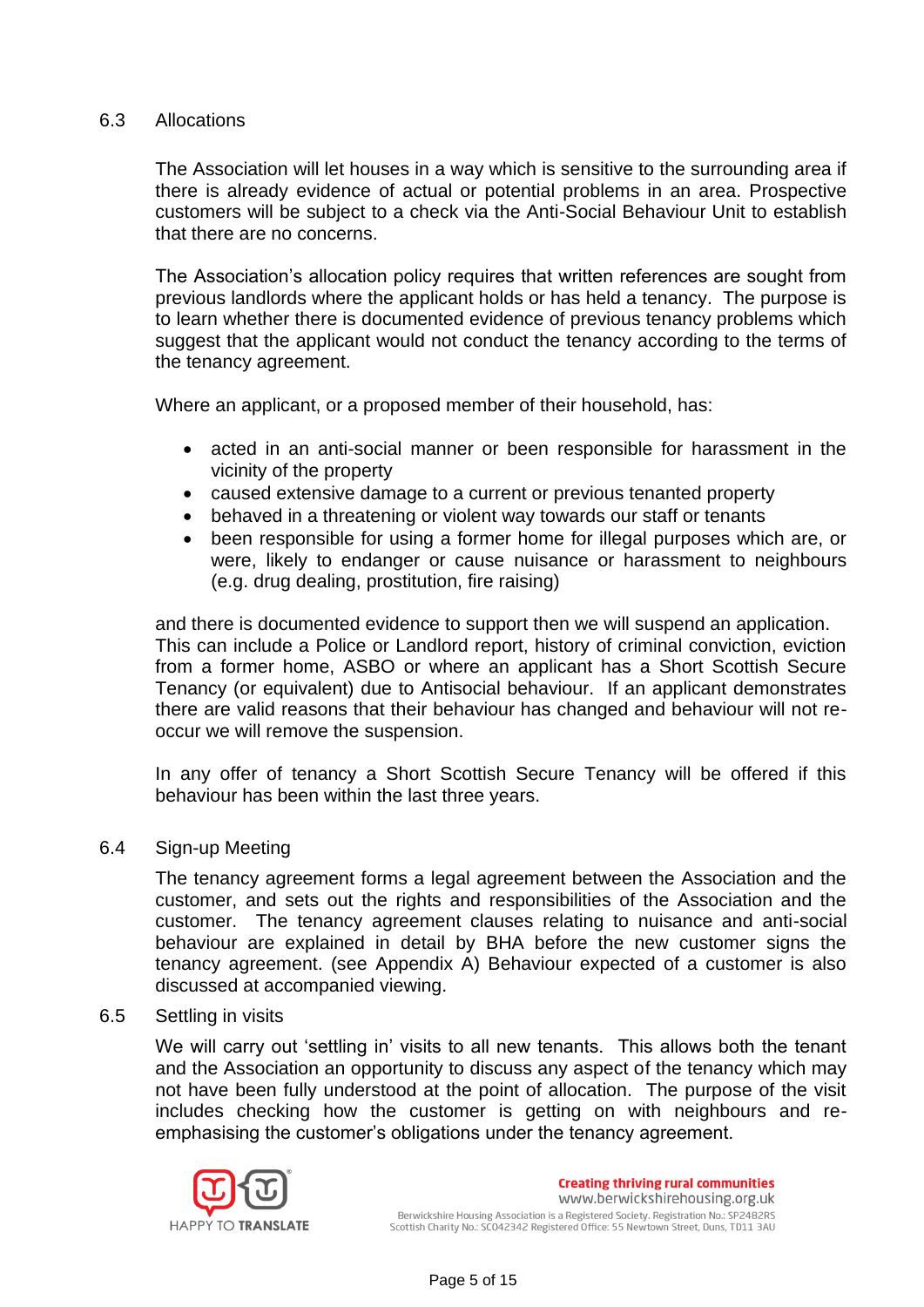### 6.3 Allocations

The Association will let houses in a way which is sensitive to the surrounding area if there is already evidence of actual or potential problems in an area. Prospective customers will be subject to a check via the Anti-Social Behaviour Unit to establish that there are no concerns.

The Association's allocation policy requires that written references are sought from previous landlords where the applicant holds or has held a tenancy. The purpose is to learn whether there is documented evidence of previous tenancy problems which suggest that the applicant would not conduct the tenancy according to the terms of the tenancy agreement.

Where an applicant, or a proposed member of their household, has:

- acted in an anti-social manner or been responsible for harassment in the vicinity of the property
- caused extensive damage to a current or previous tenanted property
- behaved in a threatening or violent way towards our staff or tenants
- been responsible for using a former home for illegal purposes which are, or were, likely to endanger or cause nuisance or harassment to neighbours (e.g. drug dealing, prostitution, fire raising)

and there is documented evidence to support then we will suspend an application. This can include a Police or Landlord report, history of criminal conviction, eviction from a former home, ASBO or where an applicant has a Short Scottish Secure Tenancy (or equivalent) due to Antisocial behaviour. If an applicant demonstrates there are valid reasons that their behaviour has changed and behaviour will not re-occur we will remove the suspension.

In any offer of tenancy a Short Scottish Secure Tenancy will be offered if this behaviour has been within the last three years.

### 6.4 Sign-up Meeting

The tenancy agreement forms a legal agreement between the Association and the customer, and sets out the rights and responsibilities of the Association and the customer. The tenancy agreement clauses relating to nuisance and anti-social behaviour are explained in detail by BHA before the new customer signs the tenancy agreement. (see Appendix A) Behaviour expected of a customer is also discussed at accompanied viewing.

### 6.5 Settling in visits

We will carry out 'settling in' visits to all new tenants. This allows both the tenant and the Association an opportunity to discuss any aspect of the tenancy which may not have been fully understood at the point of allocation. The purpose of the visit includes checking how the customer is getting on with neighbours and re-emphasising the customer's obligations under the tenancy agreement.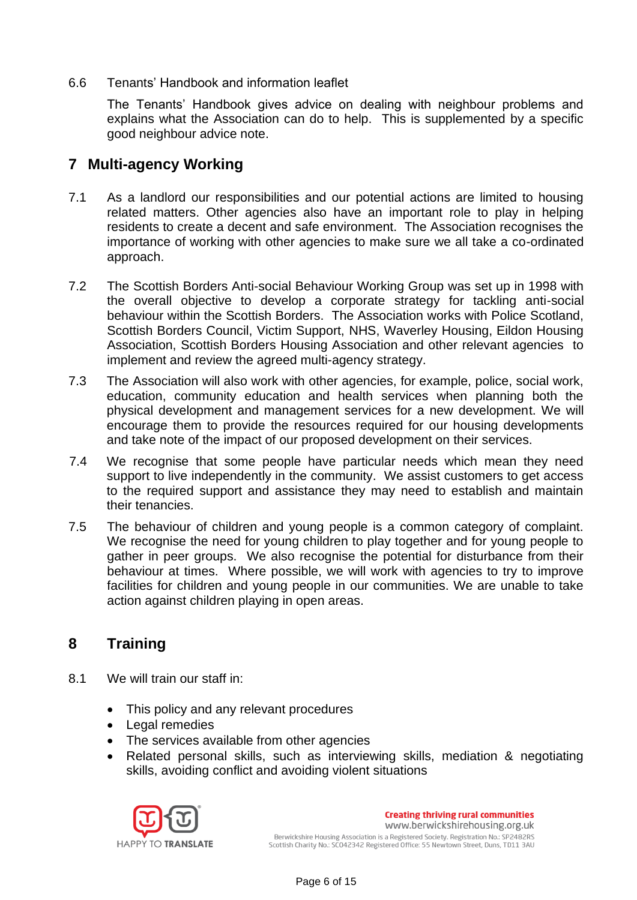6.6 Tenants' Handbook and information leaflet

The Tenants' Handbook gives advice on dealing with neighbour problems and explains what the Association can do to help. This is supplemented by a specific good neighbour advice note.

## 7 Multi-agency Working

7.1 As a landlord our responsibilities and our potential actions are limited to housing related matters. Other agencies also have an important role to play in helping residents to create a decent and safe environment. The Association recognises the importance of working with other agencies to make sure we all take a co-ordinated approach.

7.2 The Scottish Borders Anti-social Behaviour Working Group was set up in 1998 with the overall objective to develop a corporate strategy for tackling anti-social behaviour within the Scottish Borders. The Association works with Police Scotland, Scottish Borders Council, Victim Support, NHS, Waverley Housing, Eildon Housing Association, Scottish Borders Housing Association and other relevant agencies to implement and review the agreed multi-agency strategy.

7.3 The Association will also work with other agencies, for example, police, social work, education, community education and health services when planning both the physical development and management services for a new development. We will encourage them to provide the resources required for our housing developments and take note of the impact of our proposed development on their services.

7.4 We recognise that some people have particular needs which mean they need support to live independently in the community. We assist customers to get access to the required support and assistance they may need to establish and maintain their tenancies.

7.5 The behaviour of children and young people is a common category of complaint. We recognise the need for young children to play together and for young people to gather in peer groups. We also recognise the potential for disturbance from their behaviour at times. Where possible, we will work with agencies to try to improve facilities for children and young people in our communities. We are unable to take action against children playing in open areas.

## 8 Training

8.1 We will train our staff in:

- This policy and any relevant procedures
- Legal remedies
- The services available from other agencies
- Related personal skills, such as interviewing skills, mediation & negotiating skills, avoiding conflict and avoiding violent situations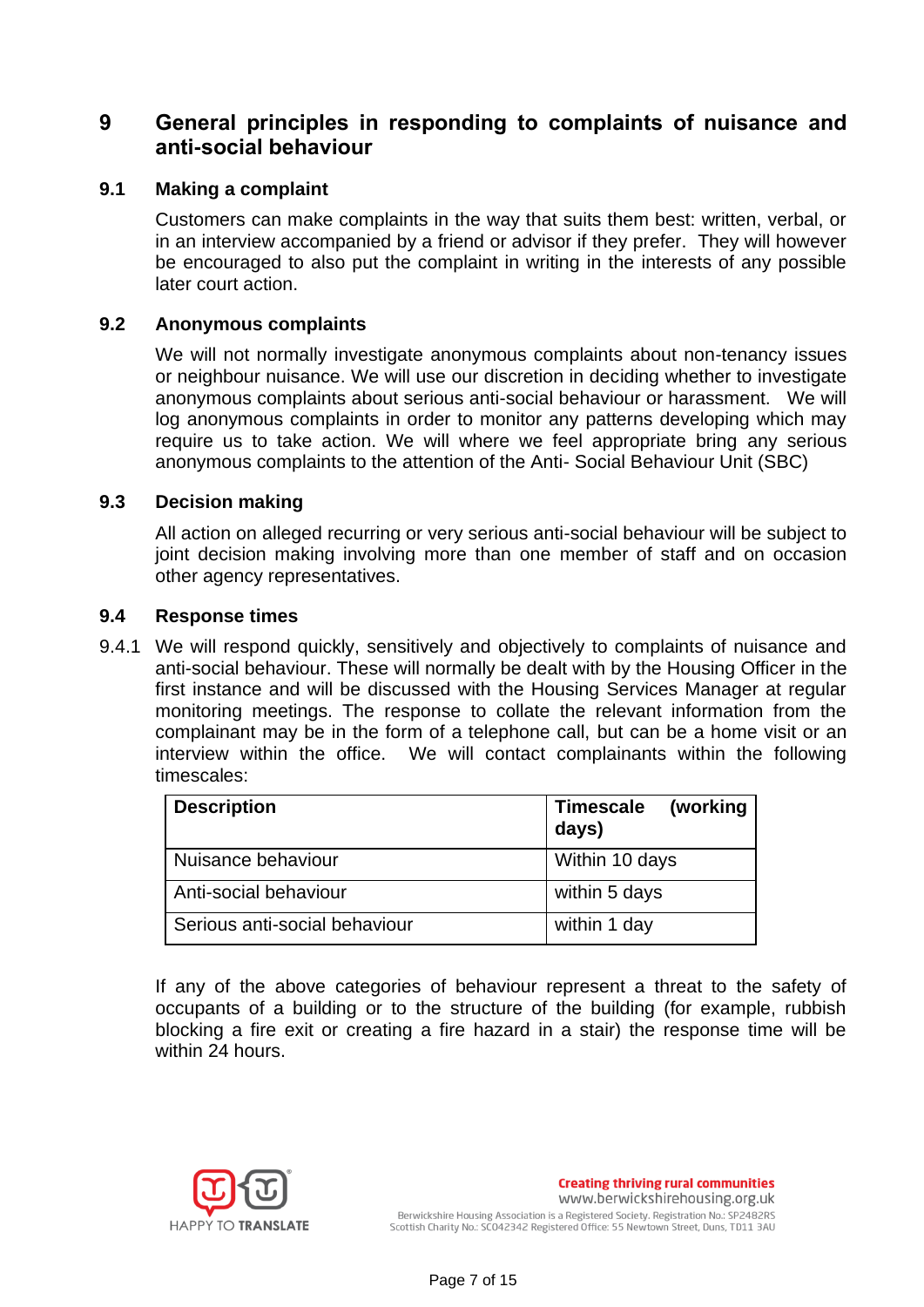## 9 General principles in responding to complaints of nuisance and anti-social behaviour

### 9.1 Making a complaint

Customers can make complaints in the way that suits them best: written, verbal, or in an interview accompanied by a friend or advisor if they prefer. They will however be encouraged to also put the complaint in writing in the interests of any possible later court action.

### 9.2 Anonymous complaints

We will not normally investigate anonymous complaints about non-tenancy issues or neighbour nuisance. We will use our discretion in deciding whether to investigate anonymous complaints about serious anti-social behaviour or harassment. We will log anonymous complaints in order to monitor any patterns developing which may require us to take action. We will where we feel appropriate bring any serious anonymous complaints to the attention of the Anti- Social Behaviour Unit (SBC)

### 9.3 Decision making

All action on alleged recurring or very serious anti-social behaviour will be subject to joint decision making involving more than one member of staff and on occasion other agency representatives.

### 9.4 Response times

9.4.1 We will respond quickly, sensitively and objectively to complaints of nuisance and anti-social behaviour. These will normally be dealt with by the Housing Officer in the first instance and will be discussed with the Housing Services Manager at regular monitoring meetings. The response to collate the relevant information from the complainant may be in the form of a telephone call, but can be a home visit or an interview within the office. We will contact complainants within the following timescales:

| Description | Timescale (working days) |
|---|---|
| Nuisance behaviour | Within 10 days |
| Anti-social behaviour | within 5 days |
| Serious anti-social behaviour | within 1 day |

If any of the above categories of behaviour represent a threat to the safety of occupants of a building or to the structure of the building (for example, rubbish blocking a fire exit or creating a fire hazard in a stair) the response time will be within 24 hours.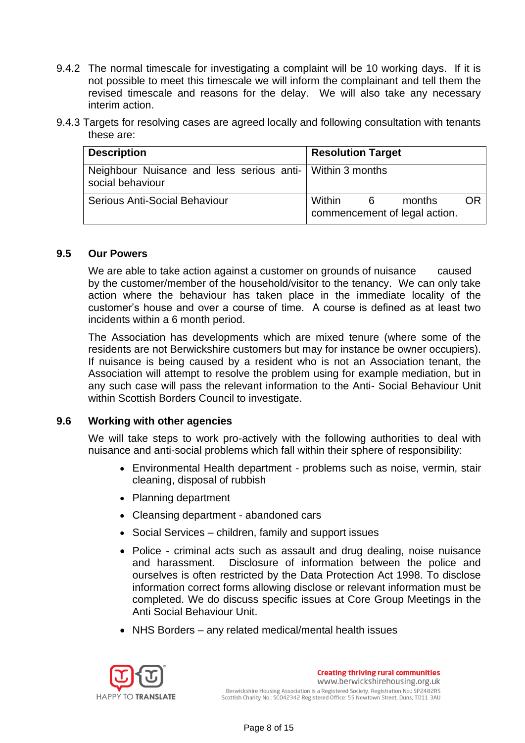9.4.2 The normal timescale for investigating a complaint will be 10 working days. If it is not possible to meet this timescale we will inform the complainant and tell them the revised timescale and reasons for the delay. We will also take any necessary interim action.

9.4.3 Targets for resolving cases are agreed locally and following consultation with tenants these are:

| Description | Resolution Target |
|---|---|
| Neighbour Nuisance and less serious anti-social behaviour | Within 3 months |
| Serious Anti-Social Behaviour | Within 6 months OR commencement of legal action. |

### 9.5 Our Powers

We are able to take action against a customer on grounds of nuisance caused by the customer/member of the household/visitor to the tenancy. We can only take action where the behaviour has taken place in the immediate locality of the customer's house and over a course of time. A course is defined as at least two incidents within a 6 month period.

The Association has developments which are mixed tenure (where some of the residents are not Berwickshire customers but may for instance be owner occupiers). If nuisance is being caused by a resident who is not an Association tenant, the Association will attempt to resolve the problem using for example mediation, but in any such case will pass the relevant information to the Anti- Social Behaviour Unit within Scottish Borders Council to investigate.

### 9.6 Working with other agencies

We will take steps to work pro-actively with the following authorities to deal with nuisance and anti-social problems which fall within their sphere of responsibility:

- Environmental Health department - problems such as noise, vermin, stair cleaning, disposal of rubbish
- Planning department
- Cleansing department - abandoned cars
- Social Services – children, family and support issues
- Police - criminal acts such as assault and drug dealing, noise nuisance and harassment. Disclosure of information between the police and ourselves is often restricted by the Data Protection Act 1998. To disclose information correct forms allowing disclose or relevant information must be completed. We do discuss specific issues at Core Group Meetings in the Anti Social Behaviour Unit.
- NHS Borders – any related medical/mental health issues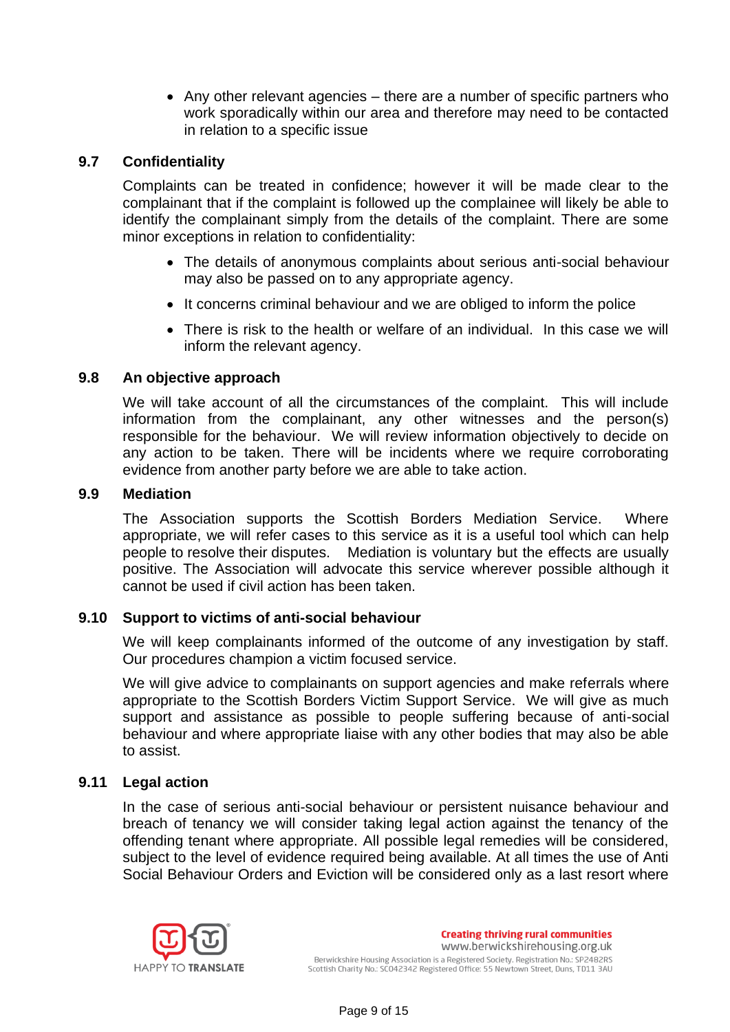- Any other relevant agencies – there are a number of specific partners who work sporadically within our area and therefore may need to be contacted in relation to a specific issue

### 9.7 Confidentiality

Complaints can be treated in confidence; however it will be made clear to the complainant that if the complaint is followed up the complainee will likely be able to identify the complainant simply from the details of the complaint. There are some minor exceptions in relation to confidentiality:

- The details of anonymous complaints about serious anti-social behaviour may also be passed on to any appropriate agency.
- It concerns criminal behaviour and we are obliged to inform the police
- There is risk to the health or welfare of an individual. In this case we will inform the relevant agency.

### 9.8 An objective approach

We will take account of all the circumstances of the complaint. This will include information from the complainant, any other witnesses and the person(s) responsible for the behaviour. We will review information objectively to decide on any action to be taken. There will be incidents where we require corroborating evidence from another party before we are able to take action.

### 9.9 Mediation

The Association supports the Scottish Borders Mediation Service. Where appropriate, we will refer cases to this service as it is a useful tool which can help people to resolve their disputes. Mediation is voluntary but the effects are usually positive. The Association will advocate this service wherever possible although it cannot be used if civil action has been taken.

### 9.10 Support to victims of anti-social behaviour

We will keep complainants informed of the outcome of any investigation by staff. Our procedures champion a victim focused service.

We will give advice to complainants on support agencies and make referrals where appropriate to the Scottish Borders Victim Support Service. We will give as much support and assistance as possible to people suffering because of anti-social behaviour and where appropriate liaise with any other bodies that may also be able to assist.

### 9.11 Legal action

In the case of serious anti-social behaviour or persistent nuisance behaviour and breach of tenancy we will consider taking legal action against the tenancy of the offending tenant where appropriate. All possible legal remedies will be considered, subject to the level of evidence required being available. At all times the use of Anti Social Behaviour Orders and Eviction will be considered only as a last resort where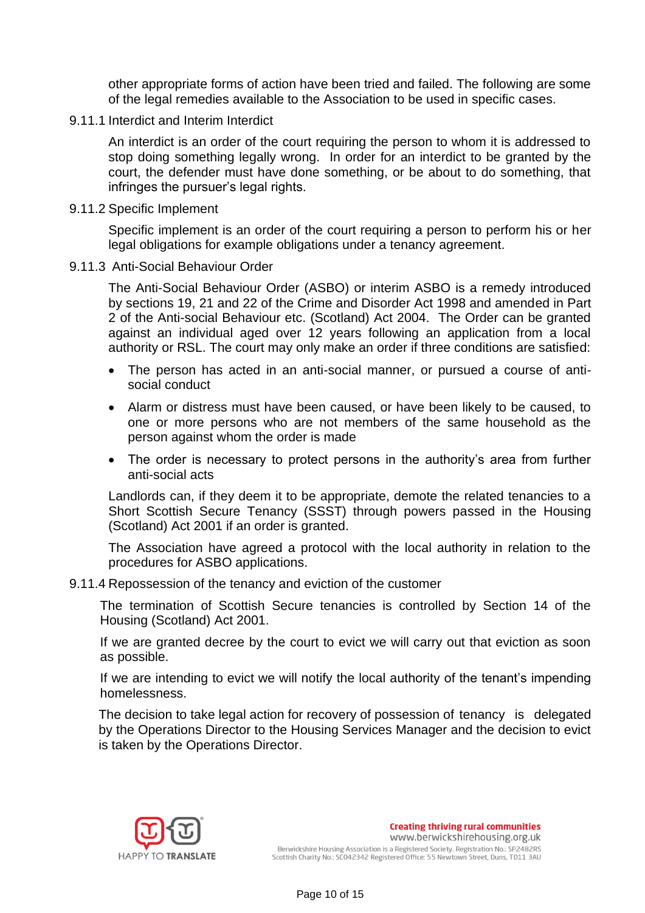other appropriate forms of action have been tried and failed. The following are some of the legal remedies available to the Association to be used in specific cases.

#### 9.11.1 Interdict and Interim Interdict

An interdict is an order of the court requiring the person to whom it is addressed to stop doing something legally wrong. In order for an interdict to be granted by the court, the defender must have done something, or be about to do something, that infringes the pursuer's legal rights.

#### 9.11.2 Specific Implement

Specific implement is an order of the court requiring a person to perform his or her legal obligations for example obligations under a tenancy agreement.

#### 9.11.3 Anti-Social Behaviour Order

The Anti-Social Behaviour Order (ASBO) or interim ASBO is a remedy introduced by sections 19, 21 and 22 of the Crime and Disorder Act 1998 and amended in Part 2 of the Anti-social Behaviour etc. (Scotland) Act 2004. The Order can be granted against an individual aged over 12 years following an application from a local authority or RSL. The court may only make an order if three conditions are satisfied:

- The person has acted in an anti-social manner, or pursued a course of anti-social conduct
- Alarm or distress must have been caused, or have been likely to be caused, to one or more persons who are not members of the same household as the person against whom the order is made
- The order is necessary to protect persons in the authority's area from further anti-social acts

Landlords can, if they deem it to be appropriate, demote the related tenancies to a Short Scottish Secure Tenancy (SSST) through powers passed in the Housing (Scotland) Act 2001 if an order is granted.

The Association have agreed a protocol with the local authority in relation to the procedures for ASBO applications.

#### 9.11.4 Repossession of the tenancy and eviction of the customer

The termination of Scottish Secure tenancies is controlled by Section 14 of the Housing (Scotland) Act 2001.

If we are granted decree by the court to evict we will carry out that eviction as soon as possible.

If we are intending to evict we will notify the local authority of the tenant's impending homelessness.

The decision to take legal action for recovery of possession of tenancy is delegated by the Operations Director to the Housing Services Manager and the decision to evict is taken by the Operations Director.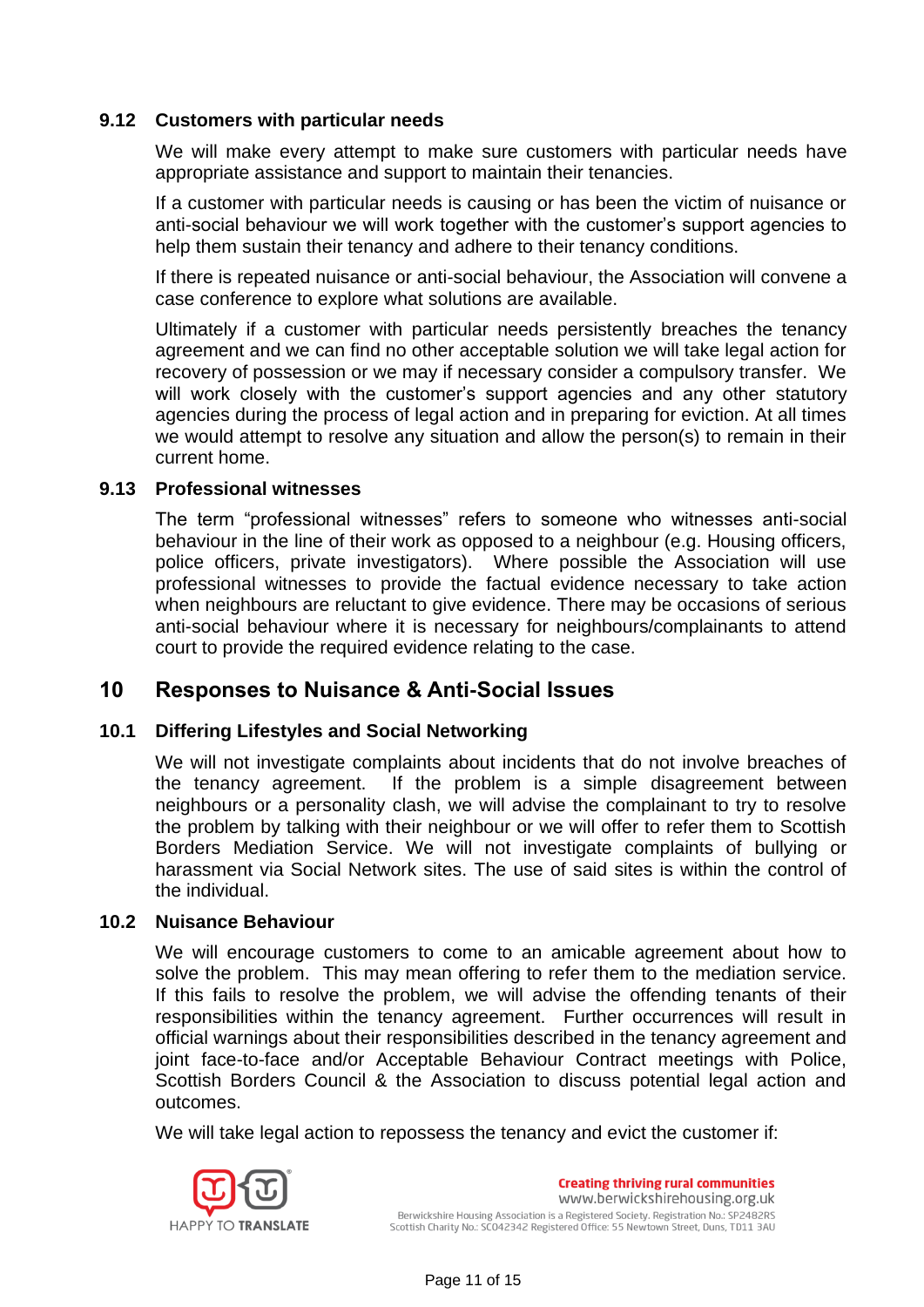### 9.12 Customers with particular needs

We will make every attempt to make sure customers with particular needs have appropriate assistance and support to maintain their tenancies.

If a customer with particular needs is causing or has been the victim of nuisance or anti-social behaviour we will work together with the customer's support agencies to help them sustain their tenancy and adhere to their tenancy conditions.

If there is repeated nuisance or anti-social behaviour, the Association will convene a case conference to explore what solutions are available.

Ultimately if a customer with particular needs persistently breaches the tenancy agreement and we can find no other acceptable solution we will take legal action for recovery of possession or we may if necessary consider a compulsory transfer. We will work closely with the customer's support agencies and any other statutory agencies during the process of legal action and in preparing for eviction. At all times we would attempt to resolve any situation and allow the person(s) to remain in their current home.

### 9.13 Professional witnesses

The term "professional witnesses" refers to someone who witnesses anti-social behaviour in the line of their work as opposed to a neighbour (e.g. Housing officers, police officers, private investigators). Where possible the Association will use professional witnesses to provide the factual evidence necessary to take action when neighbours are reluctant to give evidence. There may be occasions of serious anti-social behaviour where it is necessary for neighbours/complainants to attend court to provide the required evidence relating to the case.

## 10 Responses to Nuisance & Anti-Social Issues

### 10.1 Differing Lifestyles and Social Networking

We will not investigate complaints about incidents that do not involve breaches of the tenancy agreement. If the problem is a simple disagreement between neighbours or a personality clash, we will advise the complainant to try to resolve the problem by talking with their neighbour or we will offer to refer them to Scottish Borders Mediation Service. We will not investigate complaints of bullying or harassment via Social Network sites. The use of said sites is within the control of the individual.

### 10.2 Nuisance Behaviour

We will encourage customers to come to an amicable agreement about how to solve the problem. This may mean offering to refer them to the mediation service. If this fails to resolve the problem, we will advise the offending tenants of their responsibilities within the tenancy agreement. Further occurrences will result in official warnings about their responsibilities described in the tenancy agreement and joint face-to-face and/or Acceptable Behaviour Contract meetings with Police, Scottish Borders Council & the Association to discuss potential legal action and outcomes.

We will take legal action to repossess the tenancy and evict the customer if: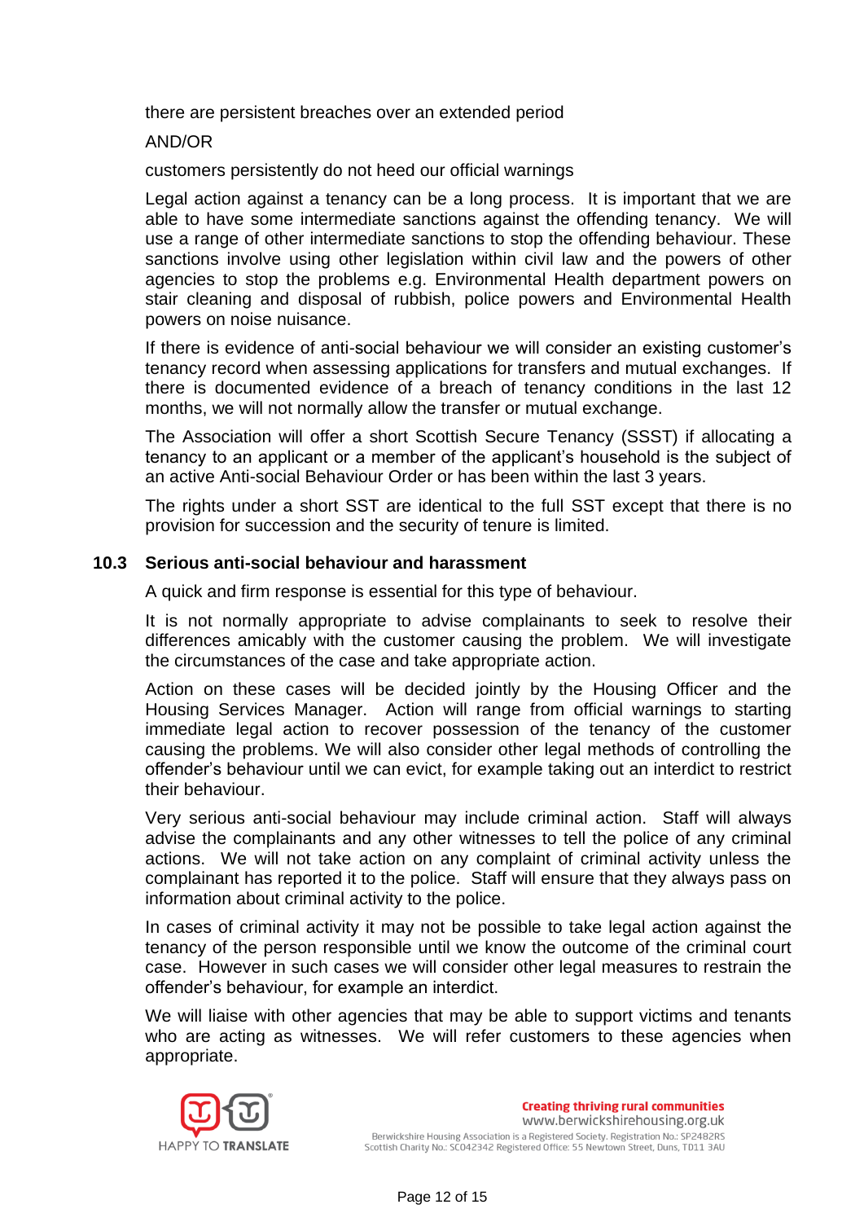there are persistent breaches over an extended period

AND/OR

customers persistently do not heed our official warnings

Legal action against a tenancy can be a long process. It is important that we are able to have some intermediate sanctions against the offending tenancy. We will use a range of other intermediate sanctions to stop the offending behaviour. These sanctions involve using other legislation within civil law and the powers of other agencies to stop the problems e.g. Environmental Health department powers on stair cleaning and disposal of rubbish, police powers and Environmental Health powers on noise nuisance.

If there is evidence of anti-social behaviour we will consider an existing customer's tenancy record when assessing applications for transfers and mutual exchanges. If there is documented evidence of a breach of tenancy conditions in the last 12 months, we will not normally allow the transfer or mutual exchange.

The Association will offer a short Scottish Secure Tenancy (SSST) if allocating a tenancy to an applicant or a member of the applicant's household is the subject of an active Anti-social Behaviour Order or has been within the last 3 years.

The rights under a short SST are identical to the full SST except that there is no provision for succession and the security of tenure is limited.

### 10.3 Serious anti-social behaviour and harassment

A quick and firm response is essential for this type of behaviour.

It is not normally appropriate to advise complainants to seek to resolve their differences amicably with the customer causing the problem. We will investigate the circumstances of the case and take appropriate action.

Action on these cases will be decided jointly by the Housing Officer and the Housing Services Manager. Action will range from official warnings to starting immediate legal action to recover possession of the tenancy of the customer causing the problems. We will also consider other legal methods of controlling the offender's behaviour until we can evict, for example taking out an interdict to restrict their behaviour.

Very serious anti-social behaviour may include criminal action. Staff will always advise the complainants and any other witnesses to tell the police of any criminal actions. We will not take action on any complaint of criminal activity unless the complainant has reported it to the police. Staff will ensure that they always pass on information about criminal activity to the police.

In cases of criminal activity it may not be possible to take legal action against the tenancy of the person responsible until we know the outcome of the criminal court case. However in such cases we will consider other legal measures to restrain the offender's behaviour, for example an interdict.

We will liaise with other agencies that may be able to support victims and tenants who are acting as witnesses. We will refer customers to these agencies when appropriate.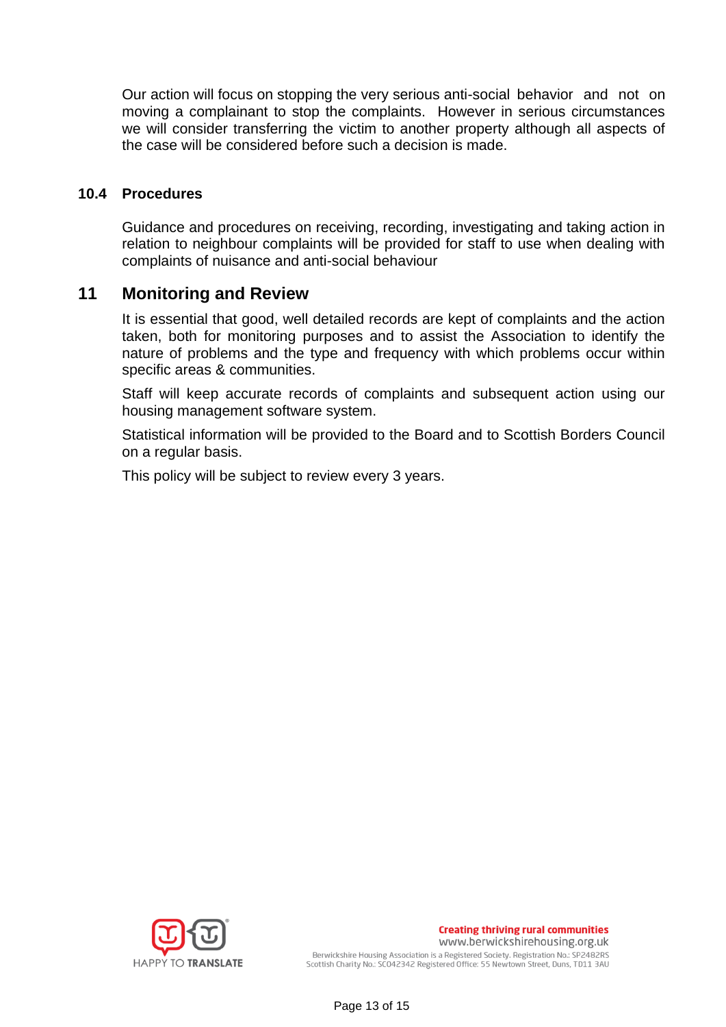Our action will focus on stopping the very serious anti-social behavior and not on moving a complainant to stop the complaints. However in serious circumstances we will consider transferring the victim to another property although all aspects of the case will be considered before such a decision is made.

### 10.4 Procedures

Guidance and procedures on receiving, recording, investigating and taking action in relation to neighbour complaints will be provided for staff to use when dealing with complaints of nuisance and anti-social behaviour

## 11 Monitoring and Review

It is essential that good, well detailed records are kept of complaints and the action taken, both for monitoring purposes and to assist the Association to identify the nature of problems and the type and frequency with which problems occur within specific areas & communities.

Staff will keep accurate records of complaints and subsequent action using our housing management software system.

Statistical information will be provided to the Board and to Scottish Borders Council on a regular basis.

This policy will be subject to review every 3 years.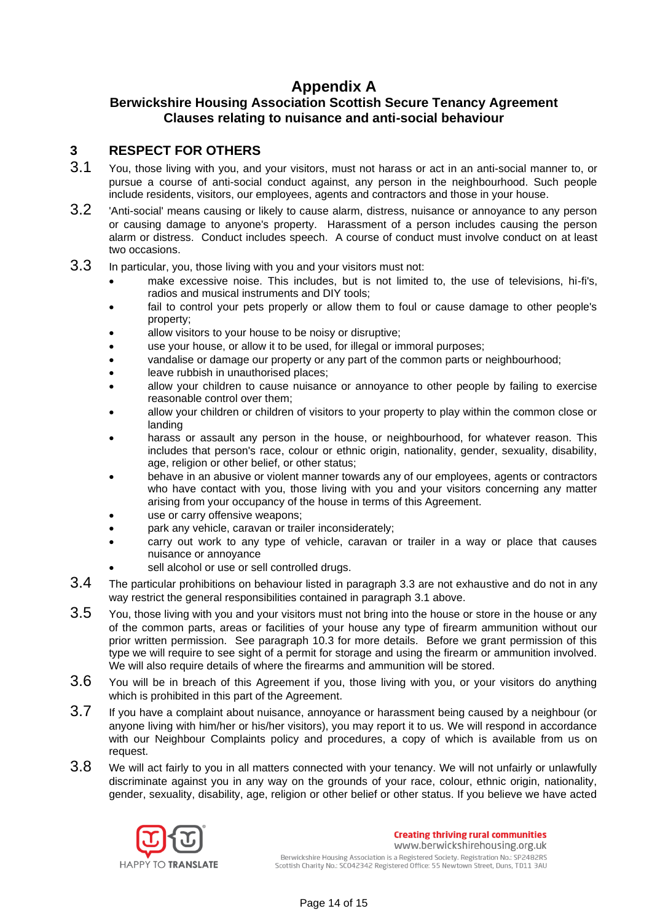# Appendix A

## Berwickshire Housing Association Scottish Secure Tenancy Agreement Clauses relating to nuisance and anti-social behaviour

### 3 RESPECT FOR OTHERS

3.1 You, those living with you, and your visitors, must not harass or act in an anti-social manner to, or pursue a course of anti-social conduct against, any person in the neighbourhood. Such people include residents, visitors, our employees, agents and contractors and those in your house.

3.2 'Anti-social' means causing or likely to cause alarm, distress, nuisance or annoyance to any person or causing damage to anyone's property. Harassment of a person includes causing the person alarm or distress. Conduct includes speech. A course of conduct must involve conduct on at least two occasions.

3.3 In particular, you, those living with you and your visitors must not:

- make excessive noise. This includes, but is not limited to, the use of televisions, hi-fi's, radios and musical instruments and DIY tools;
- fail to control your pets properly or allow them to foul or cause damage to other people's property;
- allow visitors to your house to be noisy or disruptive;
- use your house, or allow it to be used, for illegal or immoral purposes;
- vandalise or damage our property or any part of the common parts or neighbourhood;
- leave rubbish in unauthorised places;
- allow your children to cause nuisance or annoyance to other people by failing to exercise reasonable control over them;
- allow your children or children of visitors to your property to play within the common close or landing
- harass or assault any person in the house, or neighbourhood, for whatever reason. This includes that person's race, colour or ethnic origin, nationality, gender, sexuality, disability, age, religion or other belief, or other status;
- behave in an abusive or violent manner towards any of our employees, agents or contractors who have contact with you, those living with you and your visitors concerning any matter arising from your occupancy of the house in terms of this Agreement.
- use or carry offensive weapons;
- park any vehicle, caravan or trailer inconsiderately;
- carry out work to any type of vehicle, caravan or trailer in a way or place that causes nuisance or annoyance
- sell alcohol or use or sell controlled drugs.

3.4 The particular prohibitions on behaviour listed in paragraph 3.3 are not exhaustive and do not in any way restrict the general responsibilities contained in paragraph 3.1 above.

3.5 You, those living with you and your visitors must not bring into the house or store in the house or any of the common parts, areas or facilities of your house any type of firearm ammunition without our prior written permission. See paragraph 10.3 for more details. Before we grant permission of this type we will require to see sight of a permit for storage and using the firearm or ammunition involved. We will also require details of where the firearms and ammunition will be stored.

3.6 You will be in breach of this Agreement if you, those living with you, or your visitors do anything which is prohibited in this part of the Agreement.

3.7 If you have a complaint about nuisance, annoyance or harassment being caused by a neighbour (or anyone living with him/her or his/her visitors), you may report it to us. We will respond in accordance with our Neighbour Complaints policy and procedures, a copy of which is available from us on request.

3.8 We will act fairly to you in all matters connected with your tenancy. We will not unfairly or unlawfully discriminate against you in any way on the grounds of your race, colour, ethnic origin, nationality, gender, sexuality, disability, age, religion or other belief or other status. If you believe we have acted

HAPPY TO TRANSLATE

**Creating thriving rural communities**
www.berwickshirehousing.org.uk
Berwickshire Housing Association is a Registered Society. Registration No.: SP2482RS
Scottish Charity No.: SC042342 Registered Office: 55 Newtown Street, Duns, TD11 3AU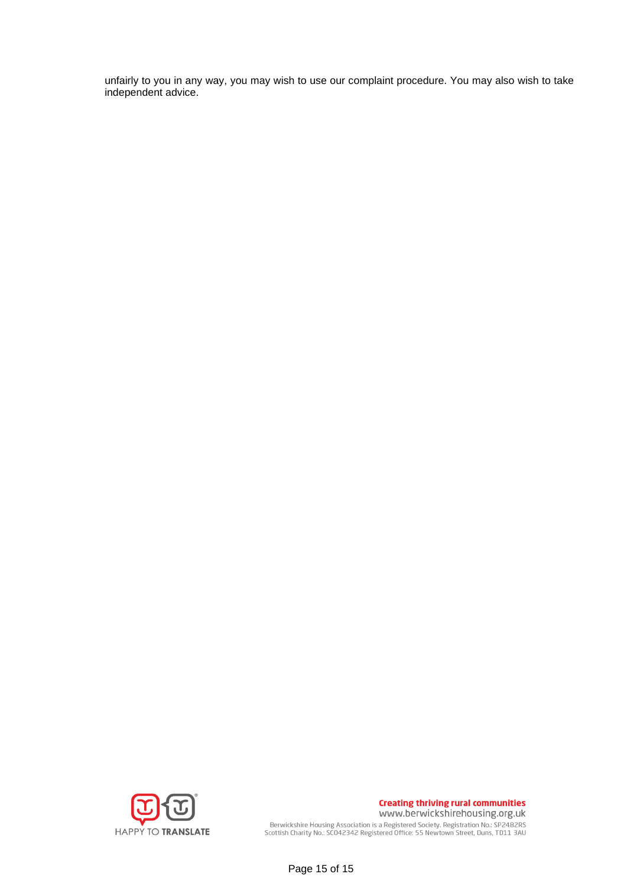unfairly to you in any way, you may wish to use our complaint procedure. You may also wish to take independent advice.